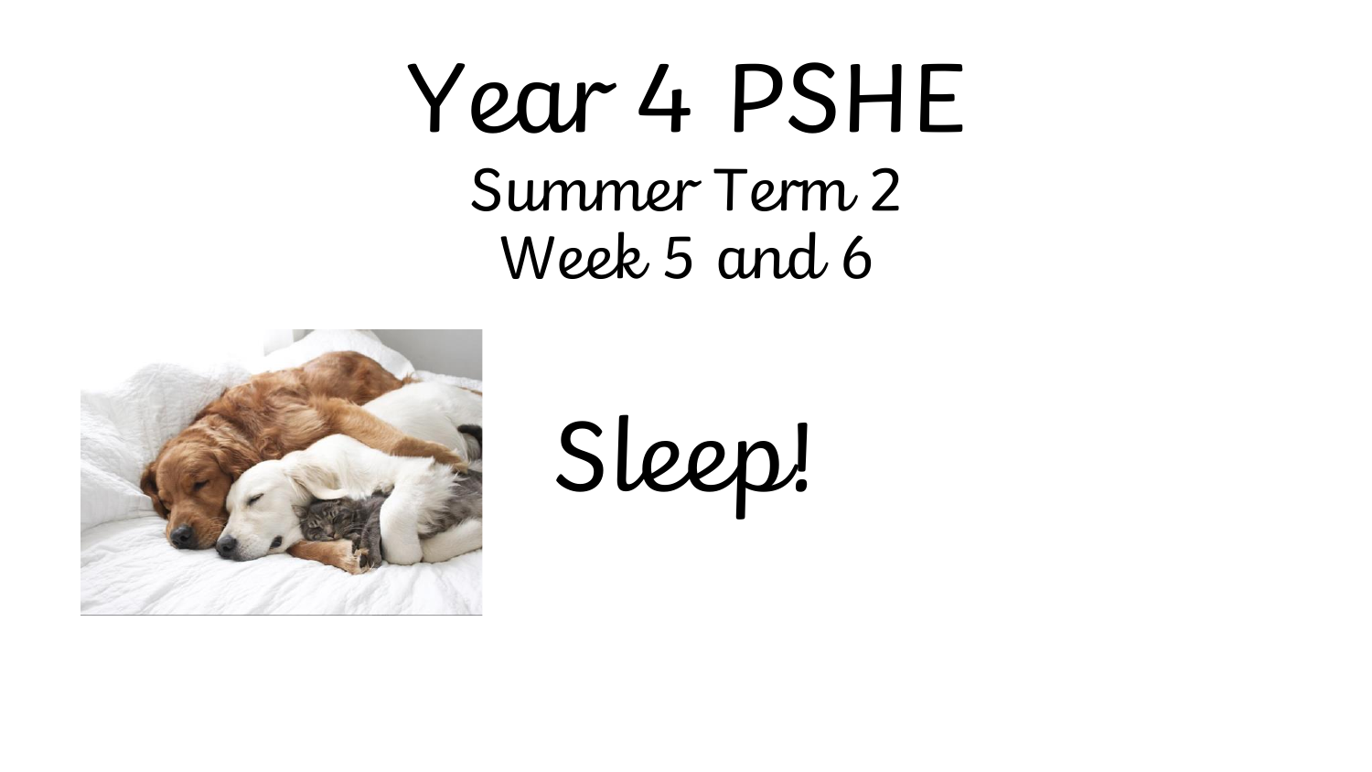# Year 4 PSHE

## Summer Term 2
## Week 5 and 6

# Sleep!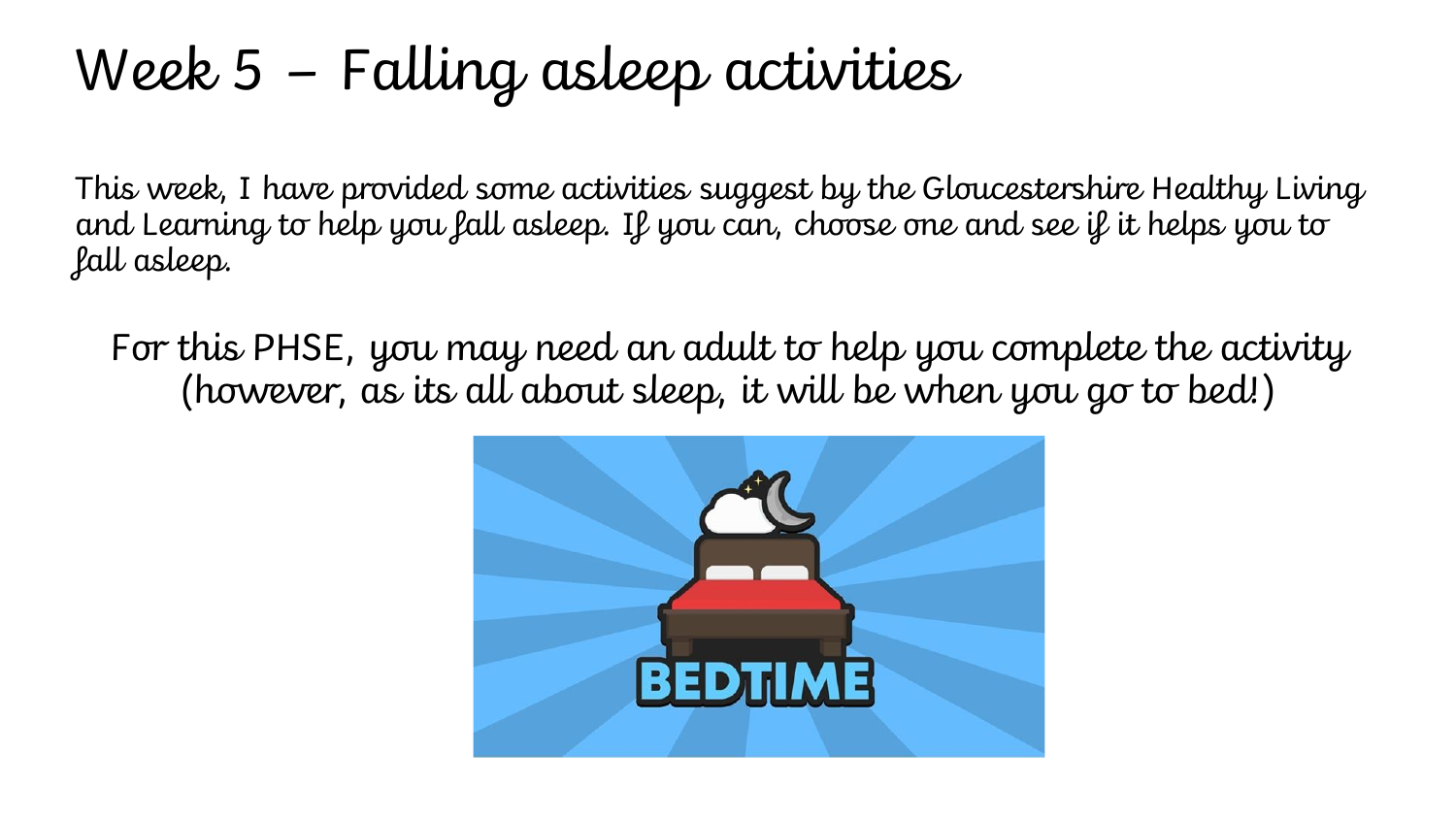# Week 5 – Falling asleep activities

This week, I have provided some activities suggest by the Gloucestershire Healthy Living and Learning to help you fall asleep. If you can, choose one and see if it helps you to fall asleep.

For this PHSE, you may need an adult to help you complete the activity (however, as its all about sleep, it will be when you go to bed!)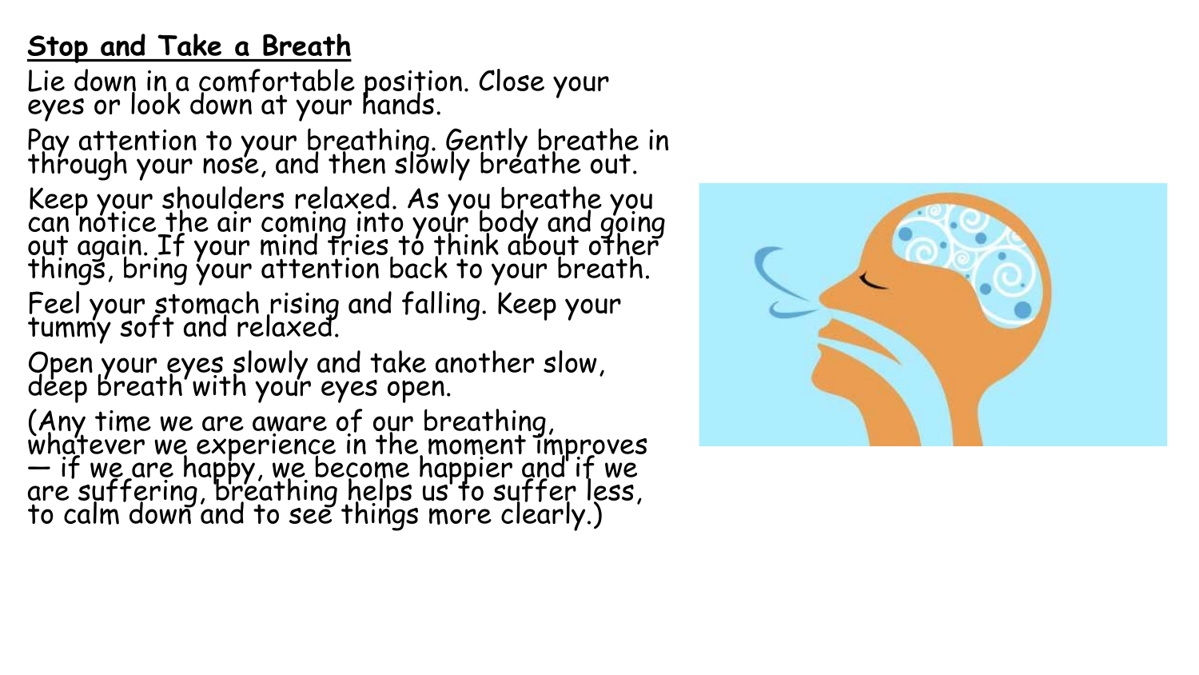## Stop and Take a Breath

Lie down in a comfortable position. Close your eyes or look down at your hands.

Pay attention to your breathing. Gently breathe in through your nose, and then slowly breathe out.

Keep your shoulders relaxed. As you breathe you can notice the air coming into your body and going out again. If your mind tries to think about other things, bring your attention back to your breath.

Feel your stomach rising and falling. Keep your tummy soft and relaxed.

Open your eyes slowly and take another slow, deep breath with your eyes open.

(Any time we are aware of our breathing, whatever we experience in the moment improves — if we are happy, we become happier and if we are suffering, breathing helps us to suffer less, to calm down and to see things more clearly.)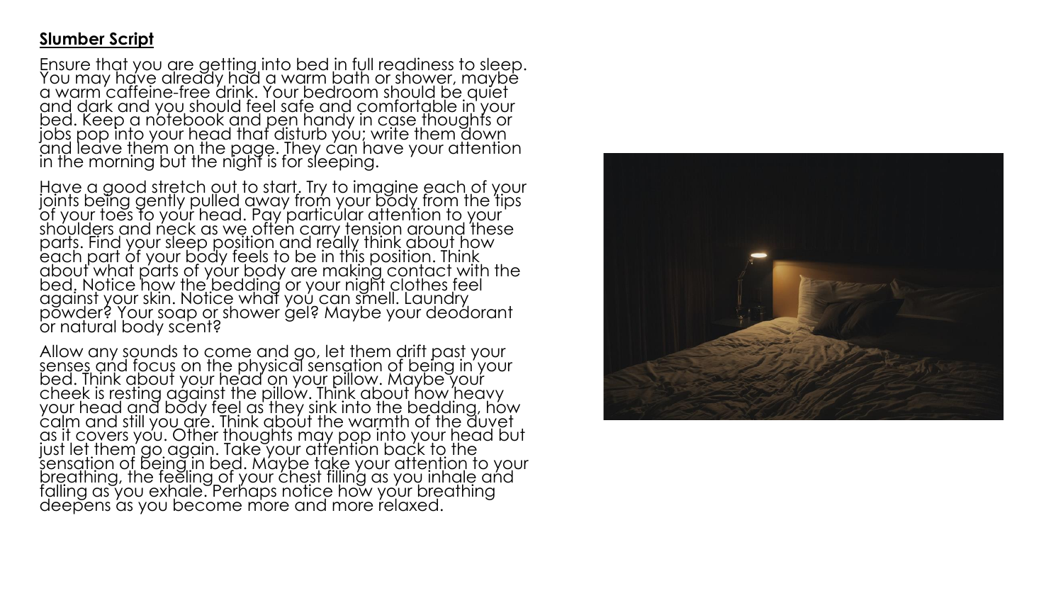**Slumber Script**

Ensure that you are getting into bed in full readiness to sleep. You may have already had a warm bath or shower, maybe a warm caffeine-free drink. Your bedroom should be quiet and dark and you should feel safe and comfortable in your bed. Keep a notebook and pen handy in case thoughts or jobs pop into your head that disturb you; write them down and leave them on the page. They can have your attention in the morning but the night is for sleeping.

Have a good stretch out to start. Try to imagine each of your joints being gently pulled away from your body from the tips of your toes to your head. Pay particular attention to your shoulders and neck as we often carry tension around these parts. Find your sleep position and really think about how each part of your body feels to be in this position. Think about what parts of your body are making contact with the bed. Notice how the bedding or your night clothes feel against your skin. Notice what you can smell. Laundry powder? Your soap or shower gel? Maybe your deodorant or natural body scent?

Allow any sounds to come and go, let them drift past your senses and focus on the physical sensation of being in your bed. Think about your head on your pillow. Maybe your cheek is resting against the pillow. Think about how heavy your head and body feel as they sink into the bedding, how calm and still you are. Think about the warmth of the duvet as it covers you. Other thoughts may pop into your head but just let them go again. Take your attention back to the sensation of being in bed. Maybe take your attention to your breathing, the feeling of your chest filling as you inhale and falling as you exhale. Perhaps notice how your breathing deepens as you become more and more relaxed.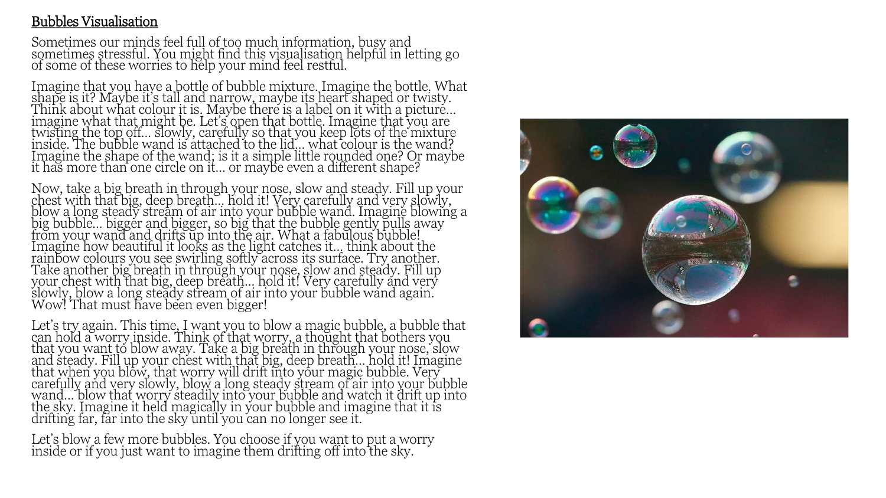# Bubbles Visualisation

Sometimes our minds feel full of too much information, busy and sometimes stressful. You might find this visualisation helpful in letting go of some of these worries to help your mind feel restful.

Imagine that you have a bottle of bubble mixture. Imagine the bottle. What shape is it? Maybe it's tall and narrow, maybe its heart shaped or twisty. Think about what colour it is. Maybe there is a label on it with a picture… imagine what that might be. Let's open that bottle. Imagine that you are twisting the top off… slowly, carefully so that you keep lots of the mixture inside. The bubble wand is attached to the lid… what colour is the wand? Imagine the shape of the wand; is it a simple little rounded one? Or maybe it has more than one circle on it… or maybe even a different shape?

Now, take a big breath in through your nose, slow and steady. Fill up your chest with that big, deep breath… hold it! Very carefully and very slowly, blow a long steady stream of air into your bubble wand. Imagine blowing a big bubble… bigger and bigger, so big that the bubble gently pulls away from your wand and drifts up into the air. What a fabulous bubble! Imagine how beautiful it looks as the light catches it… think about the rainbow colours you see swirling softly across its surface. Try another. Take another big breath in through your nose, slow and steady. Fill up your chest with that big, deep breath… hold it! Very carefully and very slowly, blow a long steady stream of air into your bubble wand again. Wow! That must have been even bigger!

Let's try again. This time, I want you to blow a magic bubble, a bubble that can hold a worry inside. Think of that worry, a thought that bothers you that you want to blow away. Take a big breath in through your nose, slow and steady. Fill up your chest with that big, deep breath… hold it! Imagine that when you blow, that worry will drift into your magic bubble. Very carefully and very slowly, blow a long steady stream of air into your bubble wand… blow that worry steadily into your bubble and watch it drift up into the sky. Imagine it held magically in your bubble and imagine that it is drifting far, far into the sky until you can no longer see it.

Let's blow a few more bubbles. You choose if you want to put a worry inside or if you just want to imagine them drifting off into the sky.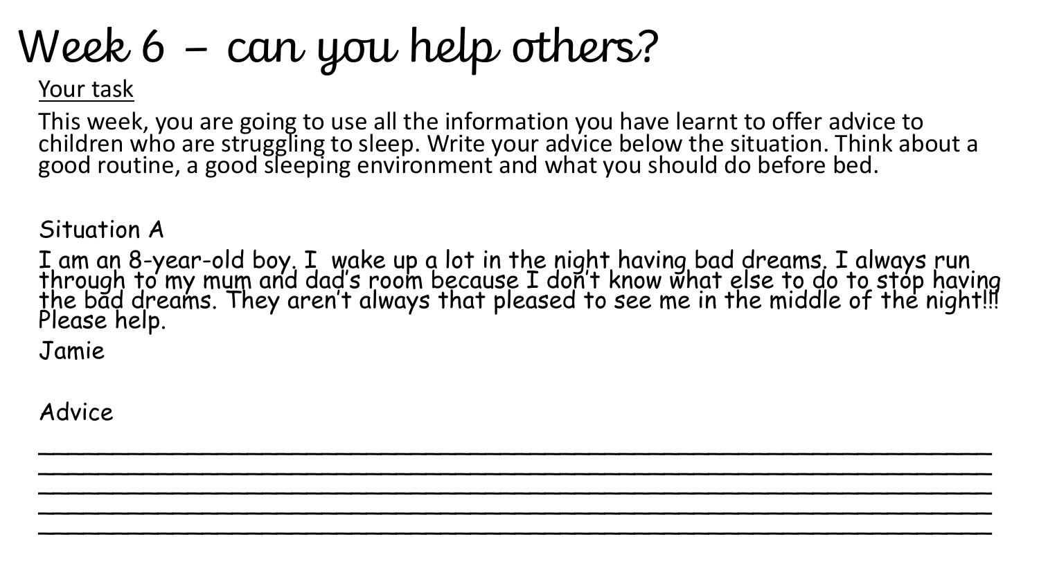# Week 6 – can you help others?

Your task

This week, you are going to use all the information you have learnt to offer advice to children who are struggling to sleep. Write your advice below the situation. Think about a good routine, a good sleeping environment and what you should do before bed.

Situation A

I am an 8-year-old boy. I wake up a lot in the night having bad dreams. I always run through to my mum and dad's room because I don't know what else to do to stop having the bad dreams. They aren't always that pleased to see me in the middle of the night!!! Please help.

Jamie

Advice

\_\_\_\_\_\_\_\_\_\_\_\_\_\_\_\_\_\_\_\_\_\_\_\_\_\_\_\_\_\_\_\_\_\_\_\_\_\_\_\_\_\_\_\_\_\_\_\_\_\_\_\_\_\_\_\_\_\_\_\_\_\_\_\_\_\_\_\_\_\_

\_\_\_\_\_\_\_\_\_\_\_\_\_\_\_\_\_\_\_\_\_\_\_\_\_\_\_\_\_\_\_\_\_\_\_\_\_\_\_\_\_\_\_\_\_\_\_\_\_\_\_\_\_\_\_\_\_\_\_\_\_\_\_\_\_\_\_\_\_\_

\_\_\_\_\_\_\_\_\_\_\_\_\_\_\_\_\_\_\_\_\_\_\_\_\_\_\_\_\_\_\_\_\_\_\_\_\_\_\_\_\_\_\_\_\_\_\_\_\_\_\_\_\_\_\_\_\_\_\_\_\_\_\_\_\_\_\_\_\_\_

\_\_\_\_\_\_\_\_\_\_\_\_\_\_\_\_\_\_\_\_\_\_\_\_\_\_\_\_\_\_\_\_\_\_\_\_\_\_\_\_\_\_\_\_\_\_\_\_\_\_\_\_\_\_\_\_\_\_\_\_\_\_\_\_\_\_\_\_\_\_

\_\_\_\_\_\_\_\_\_\_\_\_\_\_\_\_\_\_\_\_\_\_\_\_\_\_\_\_\_\_\_\_\_\_\_\_\_\_\_\_\_\_\_\_\_\_\_\_\_\_\_\_\_\_\_\_\_\_\_\_\_\_\_\_\_\_\_\_\_\_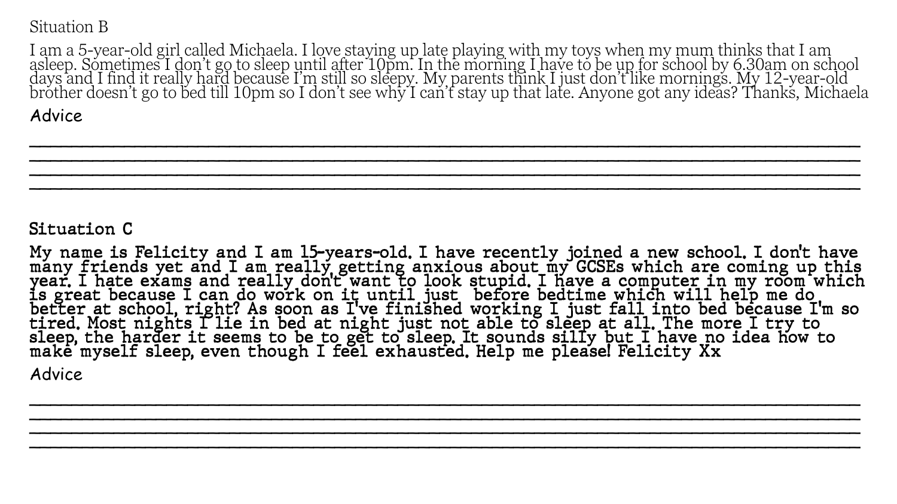## Situation B

I am a 5-year-old girl called Michaela. I love staying up late playing with my toys when my mum thinks that I am asleep. Sometimes I don't go to sleep until after 10pm. In the morning I have to be up for school by 6.30am on school days and I find it really hard because I'm still so sleepy. My parents think I just don't like mornings. My 12-year-old brother doesn't go to bed till 10pm so I don't see why I can't stay up that late. Anyone got any ideas? Thanks, Michaela

Advice

\_\_\_\_\_\_\_\_\_\_\_\_\_\_\_\_\_\_\_\_\_\_\_\_\_\_\_\_\_\_\_\_\_\_\_\_\_\_\_\_\_\_\_\_\_\_\_\_\_\_\_\_\_\_\_\_\_\_\_\_\_\_\_\_\_\_\_\_\_\_\_\_\_\_\_\_\_\_

\_\_\_\_\_\_\_\_\_\_\_\_\_\_\_\_\_\_\_\_\_\_\_\_\_\_\_\_\_\_\_\_\_\_\_\_\_\_\_\_\_\_\_\_\_\_\_\_\_\_\_\_\_\_\_\_\_\_\_\_\_\_\_\_\_\_\_\_\_\_\_\_\_\_\_\_\_\_

\_\_\_\_\_\_\_\_\_\_\_\_\_\_\_\_\_\_\_\_\_\_\_\_\_\_\_\_\_\_\_\_\_\_\_\_\_\_\_\_\_\_\_\_\_\_\_\_\_\_\_\_\_\_\_\_\_\_\_\_\_\_\_\_\_\_\_\_\_\_\_\_\_\_\_\_\_\_

\_\_\_\_\_\_\_\_\_\_\_\_\_\_\_\_\_\_\_\_\_\_\_\_\_\_\_\_\_\_\_\_\_\_\_\_\_\_\_\_\_\_\_\_\_\_\_\_\_\_\_\_\_\_\_\_\_\_\_\_\_\_\_\_\_\_\_\_\_\_\_\_\_\_\_\_\_\_

## Situation C

My name is Felicity and I am 15-years-old. I have recently joined a new school. I don't have many friends yet and I am really getting anxious about my GCSEs which are coming up this year. I hate exams and really don't want to look stupid. I have a computer in my room which is great because I can do work on it until just before bedtime which will help me do better at school, right? As soon as I've finished working I just fall into bed because I'm so tired. Most nights I lie in bed at night just not able to sleep at all. The more I try to sleep, the harder it seems to be to get to sleep. It sounds silly but I have no idea how to make myself sleep, even though I feel exhausted. Help me please! Felicity Xx

Advice

\_\_\_\_\_\_\_\_\_\_\_\_\_\_\_\_\_\_\_\_\_\_\_\_\_\_\_\_\_\_\_\_\_\_\_\_\_\_\_\_\_\_\_\_\_\_\_\_\_\_\_\_\_\_\_\_\_\_\_\_\_\_\_\_\_\_\_\_\_\_\_\_\_\_\_\_\_\_

\_\_\_\_\_\_\_\_\_\_\_\_\_\_\_\_\_\_\_\_\_\_\_\_\_\_\_\_\_\_\_\_\_\_\_\_\_\_\_\_\_\_\_\_\_\_\_\_\_\_\_\_\_\_\_\_\_\_\_\_\_\_\_\_\_\_\_\_\_\_\_\_\_\_\_\_\_\_

\_\_\_\_\_\_\_\_\_\_\_\_\_\_\_\_\_\_\_\_\_\_\_\_\_\_\_\_\_\_\_\_\_\_\_\_\_\_\_\_\_\_\_\_\_\_\_\_\_\_\_\_\_\_\_\_\_\_\_\_\_\_\_\_\_\_\_\_\_\_\_\_\_\_\_\_\_\_

\_\_\_\_\_\_\_\_\_\_\_\_\_\_\_\_\_\_\_\_\_\_\_\_\_\_\_\_\_\_\_\_\_\_\_\_\_\_\_\_\_\_\_\_\_\_\_\_\_\_\_\_\_\_\_\_\_\_\_\_\_\_\_\_\_\_\_\_\_\_\_\_\_\_\_\_\_\_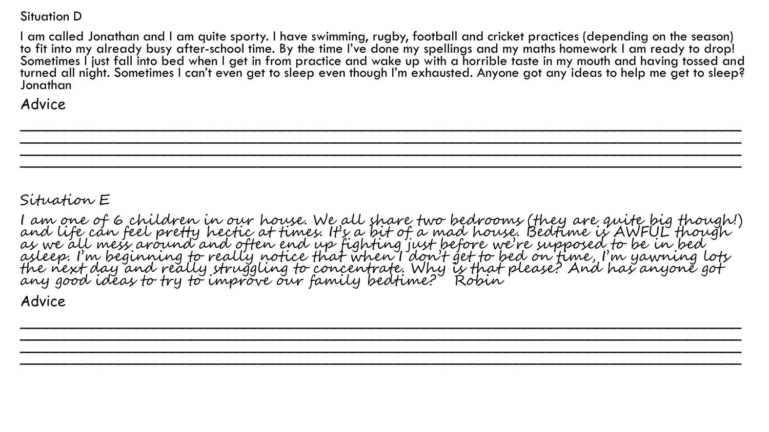## Situation D

I am called Jonathan and I am quite sporty. I have swimming, rugby, football and cricket practices (depending on the season) to fit into my already busy after-school time. By the time I've done my spellings and my maths homework I am ready to drop! Sometimes I just fall into bed when I get in from practice and wake up with a horrible taste in my mouth and having tossed and turned all night. Sometimes I can't even get to sleep even though I'm exhausted. Anyone got any ideas to help me get to sleep? Jonathan

Advice

___________________________________________________________________________

___________________________________________________________________________

___________________________________________________________________________

___________________________________________________________________________

## Situation E

I am one of 6 children in our house. We all share two bedrooms (they are quite big though!) and life can feel pretty hectic at times. It's a bit of a mad house. Bedtime is AWFUL though as we all mess around and often end up fighting just before we're supposed to be in bed asleep. I'm beginning to really notice that when I don't get to bed on time, I'm yawning lots the next day and really struggling to concentrate. Why is that please? And has anyone got any good ideas to try to improve our family bedtime? Robin

Advice

___________________________________________________________________________

___________________________________________________________________________

___________________________________________________________________________

___________________________________________________________________________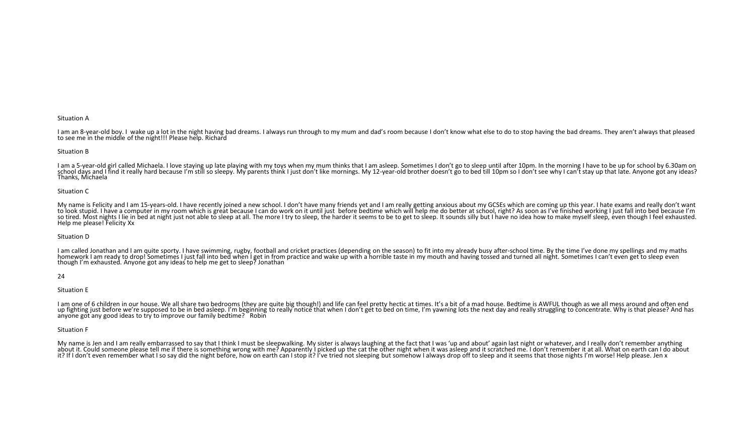Situation A

I am an 8-year-old boy. I wake up a lot in the night having bad dreams. I always run through to my mum and dad's room because I don't know what else to do to stop having the bad dreams. They aren't always that pleased to see me in the middle of the night!!! Please help. Richard

Situation B

I am a 5-year-old girl called Michaela. I love staying up late playing with my toys when my mum thinks that I am asleep. Sometimes I don't go to sleep until after 10pm. In the morning I have to be up for school by 6.30am on school days and I find it really hard because I'm still so sleepy. My parents think I just don't like mornings. My 12-year-old brother doesn't go to bed till 10pm so I don't see why I can't stay up that late. Anyone got any ideas? Thanks, Michaela

Situation C

My name is Felicity and I am 15-years-old. I have recently joined a new school. I don't have many friends yet and I am really getting anxious about my GCSEs which are coming up this year. I hate exams and really don't want to look stupid. I have a computer in my room which is great because I can do work on it until just before bedtime which will help me do better at school, right? As soon as I've finished working I just fall into bed because I'm so tired. Most nights I lie in bed at night just not able to sleep at all. The more I try to sleep, the harder it seems to be to get to sleep. It sounds silly but I have no idea how to make myself sleep, even though I feel exhausted. Help me please! Felicity Xx

Situation D

I am called Jonathan and I am quite sporty. I have swimming, rugby, football and cricket practices (depending on the season) to fit into my already busy after-school time. By the time I've done my spellings and my maths homework I am ready to drop! Sometimes I just fall into bed when I get in from practice and wake up with a horrible taste in my mouth and having tossed and turned all night. Sometimes I can't even get to sleep even though I'm exhausted. Anyone got any ideas to help me get to sleep? Jonathan

Situation E

I am one of 6 children in our house. We all share two bedrooms (they are quite big though!) and life can feel pretty hectic at times. It's a bit of a mad house. Bedtime is AWFUL though as we all mess around and often end up fighting just before we're supposed to be in bed asleep. I'm beginning to really notice that when I don't get to bed on time, I'm yawning lots the next day and really struggling to concentrate. Why is that please? And has anyone got any good ideas to try to improve our family bedtime? Robin

Situation F

My name is Jen and I am really embarrassed to say that I think I must be sleepwalking. My sister is always laughing at the fact that I was 'up and about' again last night or whatever, and I really don't remember anything about it. Could someone please tell me if there is something wrong with me? Apparently I picked up the cat the other night when it was asleep and it scratched me. I don't remember it at all. What on earth can I do about it? If I don't even remember what I so say did the night before, how on earth can I stop it? I've tried not sleeping but somehow I always drop off to sleep and it seems that those nights I'm worse! Help please. Jen x